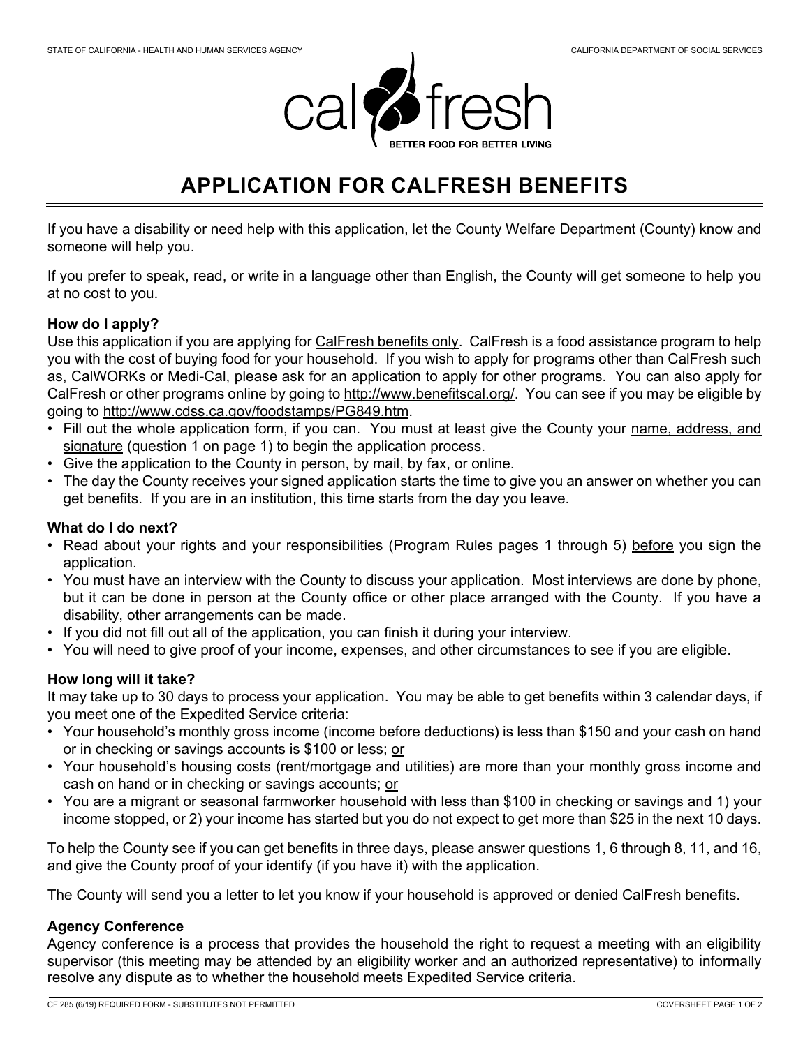# APPLICATION FOR CALFRESH BENEFITS

If you have a disability or need help with this application, let the County Welfare Department (County) know and someone will help you.

If you prefer to speak, read, or write in a language other than English, the County will get someone to help you at no cost to you.

### How do I apply?

Use this application if you are applying for CalFresh benefits only. CalFresh is a food assistance program to help you with the cost of buying food for your household. If you wish to apply for programs other than CalFresh such as, CalWORKs or Medi-Cal, please ask for an application to apply for other programs. You can also apply for CalFresh or other programs online by going to http://www.benefitscal.org/. You can see if you may be eligible by going to http://www.cdss.ca.gov/foodstamps/PG849.htm.

- Fill out the whole application form, if you can. You must at least give the County your name, address, and signature (question 1 on page 1) to begin the application process.
- Give the application to the County in person, by mail, by fax, or online.
- The day the County receives your signed application starts the time to give you an answer on whether you can get benefits. If you are in an institution, this time starts from the day you leave.

### What do I do next?

- Read about your rights and your responsibilities (Program Rules pages 1 through 5) before you sign the application.
- You must have an interview with the County to discuss your application. Most interviews are done by phone, but it can be done in person at the County office or other place arranged with the County. If you have a disability, other arrangements can be made.
- If you did not fill out all of the application, you can finish it during your interview.
- You will need to give proof of your income, expenses, and other circumstances to see if you are eligible.

### How long will it take?

It may take up to 30 days to process your application. You may be able to get benefits within 3 calendar days, if you meet one of the Expedited Service criteria:

- Your household's monthly gross income (income before deductions) is less than $150 and your cash on hand or in checking or savings accounts is $100 or less; or
- Your household's housing costs (rent/mortgage and utilities) are more than your monthly gross income and cash on hand or in checking or savings accounts; or
- You are a migrant or seasonal farmworker household with less than $100 in checking or savings and 1) your income stopped, or 2) your income has started but you do not expect to get more than $25 in the next 10 days.

To help the County see if you can get benefits in three days, please answer questions 1, 6 through 8, 11, and 16, and give the County proof of your identify (if you have it) with the application.

The County will send you a letter to let you know if your household is approved or denied CalFresh benefits.

### Agency Conference

Agency conference is a process that provides the household the right to request a meeting with an eligibility supervisor (this meeting may be attended by an eligibility worker and an authorized representative) to informally resolve any dispute as to whether the household meets Expedited Service criteria.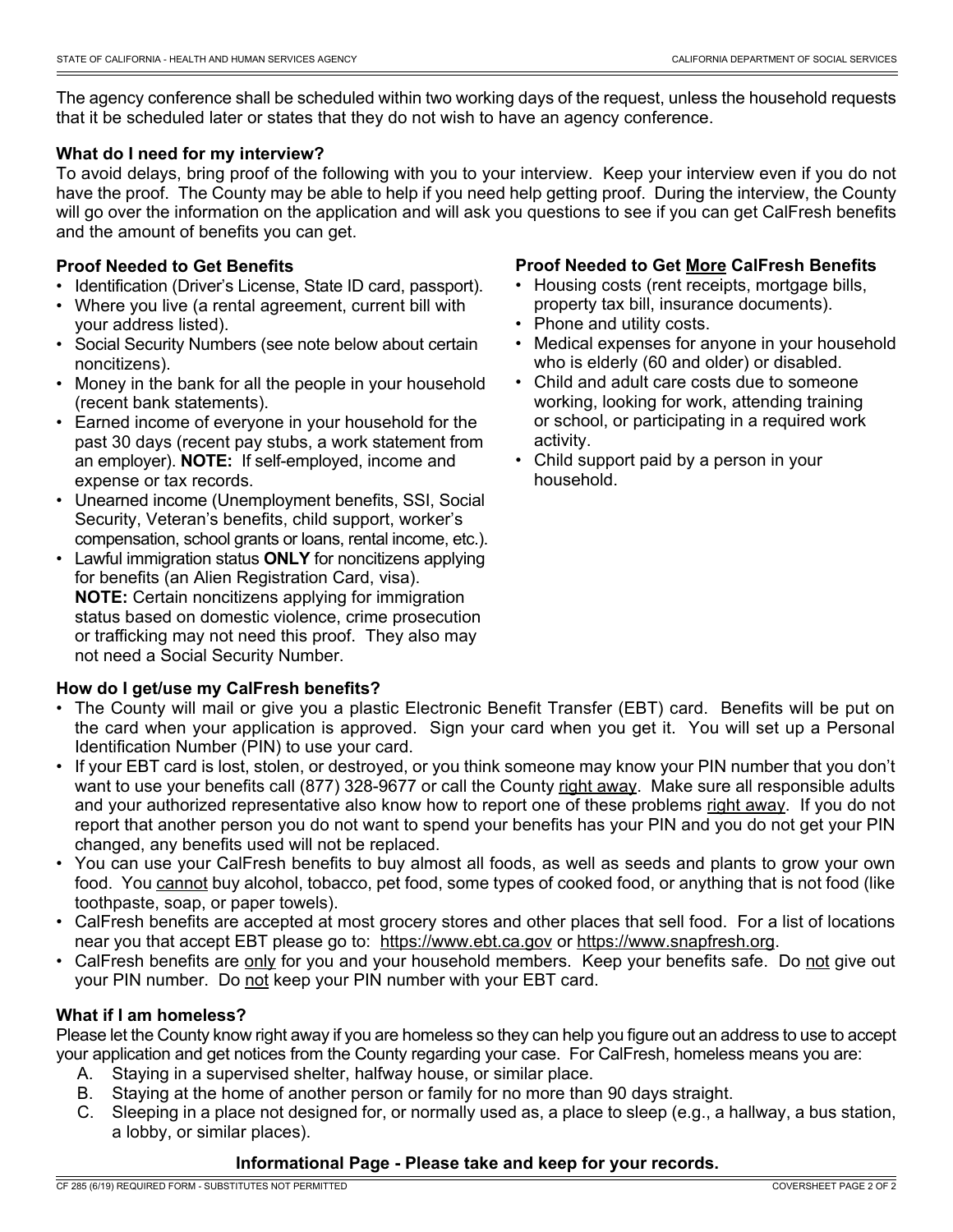The agency conference shall be scheduled within two working days of the request, unless the household requests that it be scheduled later or states that they do not wish to have an agency conference.

### What do I need for my interview?

To avoid delays, bring proof of the following with you to your interview. Keep your interview even if you do not have the proof. The County may be able to help if you need help getting proof. During the interview, the County will go over the information on the application and will ask you questions to see if you can get CalFresh benefits and the amount of benefits you can get.

**Proof Needed to Get Benefits**

- Identification (Driver's License, State ID card, passport).
- Where you live (a rental agreement, current bill with your address listed).
- Social Security Numbers (see note below about certain noncitizens).
- Money in the bank for all the people in your household (recent bank statements).
- Earned income of everyone in your household for the past 30 days (recent pay stubs, a work statement from an employer). **NOTE:** If self-employed, income and expense or tax records.
- Unearned income (Unemployment benefits, SSI, Social Security, Veteran's benefits, child support, worker's compensation, school grants or loans, rental income, etc.).
- Lawful immigration status **ONLY** for noncitizens applying for benefits (an Alien Registration Card, visa). **NOTE:** Certain noncitizens applying for immigration status based on domestic violence, crime prosecution or trafficking may not need this proof. They also may not need a Social Security Number.

**Proof Needed to Get <u>More</u> CalFresh Benefits**

- Housing costs (rent receipts, mortgage bills, property tax bill, insurance documents).
- Phone and utility costs.
- Medical expenses for anyone in your household who is elderly (60 and older) or disabled.
- Child and adult care costs due to someone working, looking for work, attending training or school, or participating in a required work activity.
- Child support paid by a person in your household.

### How do I get/use my CalFresh benefits?

- The County will mail or give you a plastic Electronic Benefit Transfer (EBT) card. Benefits will be put on the card when your application is approved. Sign your card when you get it. You will set up a Personal Identification Number (PIN) to use your card.
- If your EBT card is lost, stolen, or destroyed, or you think someone may know your PIN number that you don't want to use your benefits call (877) 328-9677 or call the County <u>right away</u>. Make sure all responsible adults and your authorized representative also know how to report one of these problems <u>right away</u>. If you do not report that another person you do not want to spend your benefits has your PIN and you do not get your PIN changed, any benefits used will not be replaced.
- You can use your CalFresh benefits to buy almost all foods, as well as seeds and plants to grow your own food. You <u>cannot</u> buy alcohol, tobacco, pet food, some types of cooked food, or anything that is not food (like toothpaste, soap, or paper towels).
- CalFresh benefits are accepted at most grocery stores and other places that sell food. For a list of locations near you that accept EBT please go to: https://www.ebt.ca.gov or https://www.snapfresh.org.
- CalFresh benefits are <u>only</u> for you and your household members. Keep your benefits safe. Do <u>not</u> give out your PIN number. Do <u>not</u> keep your PIN number with your EBT card.

### What if I am homeless?

Please let the County know right away if you are homeless so they can help you figure out an address to use to accept your application and get notices from the County regarding your case. For CalFresh, homeless means you are:

A. Staying in a supervised shelter, halfway house, or similar place.
B. Staying at the home of another person or family for no more than 90 days straight.
C. Sleeping in a place not designed for, or normally used as, a place to sleep (e.g., a hallway, a bus station, a lobby, or similar places).

**Informational Page - Please take and keep for your records.**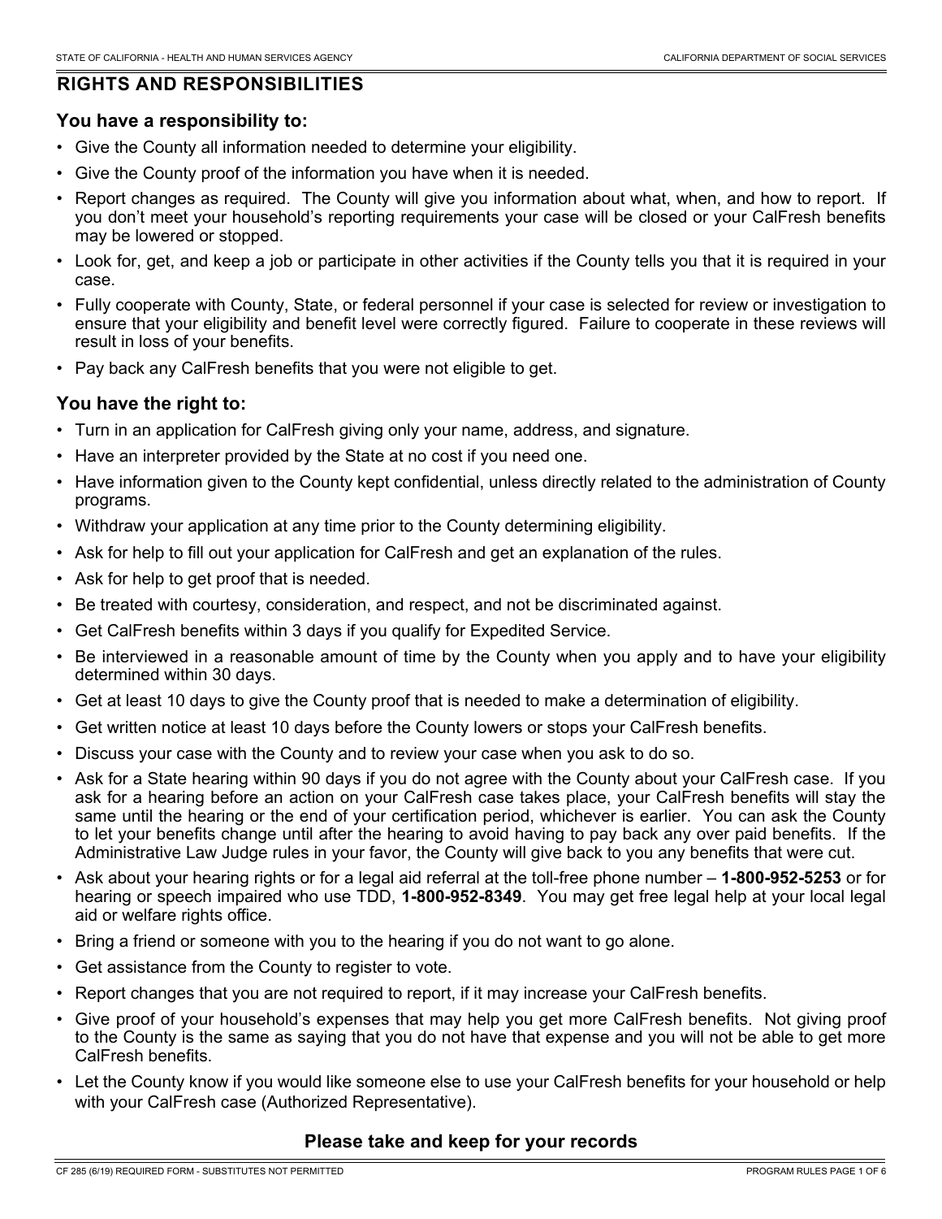## RIGHTS AND RESPONSIBILITIES

### You have a responsibility to:

- Give the County all information needed to determine your eligibility.
- Give the County proof of the information you have when it is needed.
- Report changes as required. The County will give you information about what, when, and how to report. If you don't meet your household's reporting requirements your case will be closed or your CalFresh benefits may be lowered or stopped.
- Look for, get, and keep a job or participate in other activities if the County tells you that it is required in your case.
- Fully cooperate with County, State, or federal personnel if your case is selected for review or investigation to ensure that your eligibility and benefit level were correctly figured. Failure to cooperate in these reviews will result in loss of your benefits.
- Pay back any CalFresh benefits that you were not eligible to get.

### You have the right to:

- Turn in an application for CalFresh giving only your name, address, and signature.
- Have an interpreter provided by the State at no cost if you need one.
- Have information given to the County kept confidential, unless directly related to the administration of County programs.
- Withdraw your application at any time prior to the County determining eligibility.
- Ask for help to fill out your application for CalFresh and get an explanation of the rules.
- Ask for help to get proof that is needed.
- Be treated with courtesy, consideration, and respect, and not be discriminated against.
- Get CalFresh benefits within 3 days if you qualify for Expedited Service.
- Be interviewed in a reasonable amount of time by the County when you apply and to have your eligibility determined within 30 days.
- Get at least 10 days to give the County proof that is needed to make a determination of eligibility.
- Get written notice at least 10 days before the County lowers or stops your CalFresh benefits.
- Discuss your case with the County and to review your case when you ask to do so.
- Ask for a State hearing within 90 days if you do not agree with the County about your CalFresh case. If you ask for a hearing before an action on your CalFresh case takes place, your CalFresh benefits will stay the same until the hearing or the end of your certification period, whichever is earlier. You can ask the County to let your benefits change until after the hearing to avoid having to pay back any over paid benefits. If the Administrative Law Judge rules in your favor, the County will give back to you any benefits that were cut.
- Ask about your hearing rights or for a legal aid referral at the toll-free phone number – **1-800-952-5253** or for hearing or speech impaired who use TDD, **1-800-952-8349**. You may get free legal help at your local legal aid or welfare rights office.
- Bring a friend or someone with you to the hearing if you do not want to go alone.
- Get assistance from the County to register to vote.
- Report changes that you are not required to report, if it may increase your CalFresh benefits.
- Give proof of your household's expenses that may help you get more CalFresh benefits. Not giving proof to the County is the same as saying that you do not have that expense and you will not be able to get more CalFresh benefits.
- Let the County know if you would like someone else to use your CalFresh benefits for your household or help with your CalFresh case (Authorized Representative).

**Please take and keep for your records**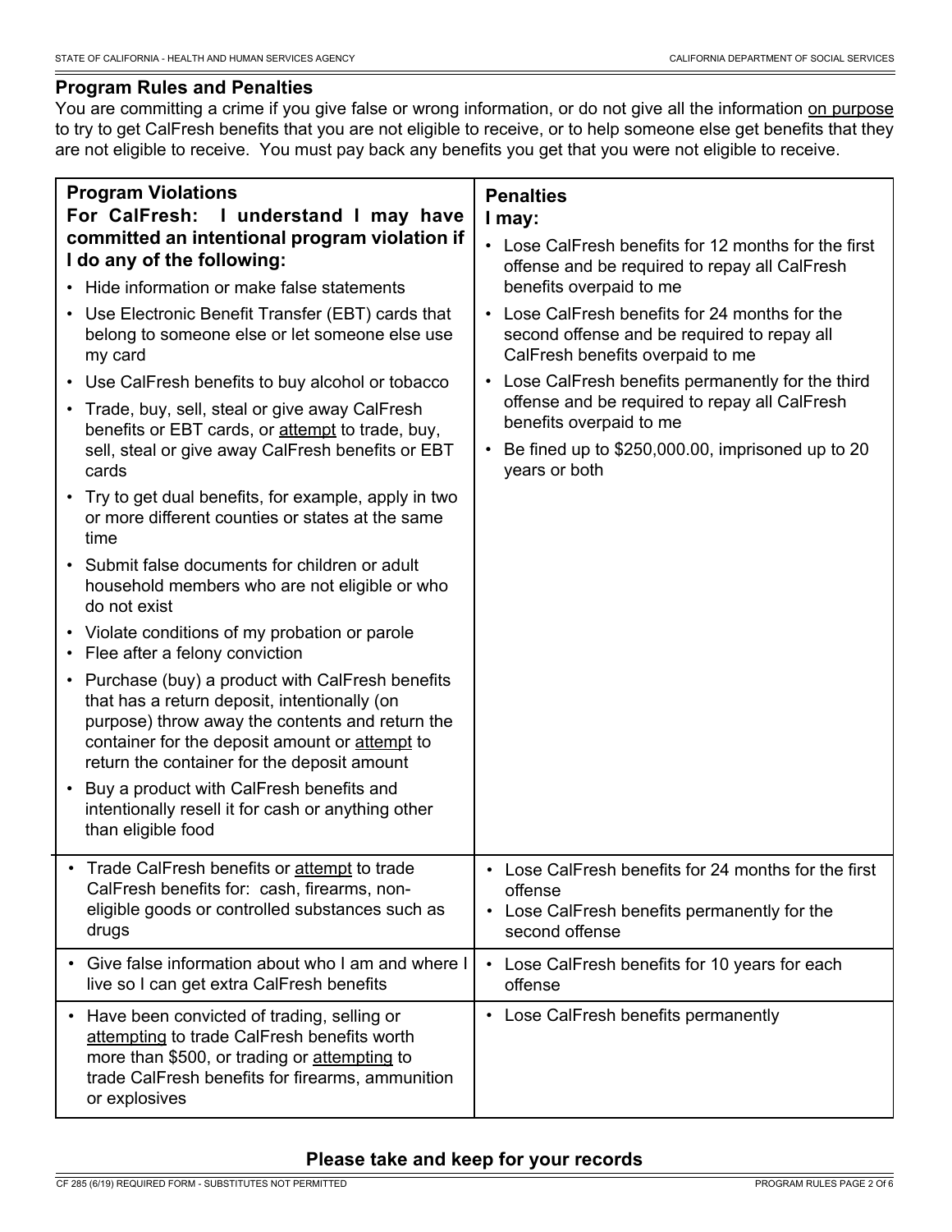## Program Rules and Penalties

You are committing a crime if you give false or wrong information, or do not give all the information on purpose to try to get CalFresh benefits that you are not eligible to receive, or to help someone else get benefits that they are not eligible to receive. You must pay back any benefits you get that you were not eligible to receive.

| **Program Violations**<br>**For CalFresh: I understand I may have committed an intentional program violation if I do any of the following:** | **Penalties**<br>**I may:** |
|---|---|
| • Hide information or make false statements<br>• Use Electronic Benefit Transfer (EBT) cards that belong to someone else or let someone else use my card<br>• Use CalFresh benefits to buy alcohol or tobacco<br>• Trade, buy, sell, steal or give away CalFresh benefits or EBT cards, or attempt to trade, buy, sell, steal or give away CalFresh benefits or EBT cards<br>• Try to get dual benefits, for example, apply in two or more different counties or states at the same time<br>• Submit false documents for children or adult household members who are not eligible or who do not exist<br>• Violate conditions of my probation or parole<br>• Flee after a felony conviction<br>• Purchase (buy) a product with CalFresh benefits that has a return deposit, intentionally (on purpose) throw away the contents and return the container for the deposit amount or attempt to return the container for the deposit amount<br>• Buy a product with CalFresh benefits and intentionally resell it for cash or anything other than eligible food | • Lose CalFresh benefits for 12 months for the first offense and be required to repay all CalFresh benefits overpaid to me<br>• Lose CalFresh benefits for 24 months for the second offense and be required to repay all CalFresh benefits overpaid to me<br>• Lose CalFresh benefits permanently for the third offense and be required to repay all CalFresh benefits overpaid to me<br>• Be fined up to $250,000.00, imprisoned up to 20 years or both |
| • Trade CalFresh benefits or attempt to trade CalFresh benefits for: cash, firearms, non-eligible goods or controlled substances such as drugs | • Lose CalFresh benefits for 24 months for the first offense<br>• Lose CalFresh benefits permanently for the second offense |
| • Give false information about who I am and where I live so I can get extra CalFresh benefits | • Lose CalFresh benefits for 10 years for each offense |
| • Have been convicted of trading, selling or attempting to trade CalFresh benefits worth more than $500, or trading or attempting to trade CalFresh benefits for firearms, ammunition or explosives | • Lose CalFresh benefits permanently |

**Please take and keep for your records**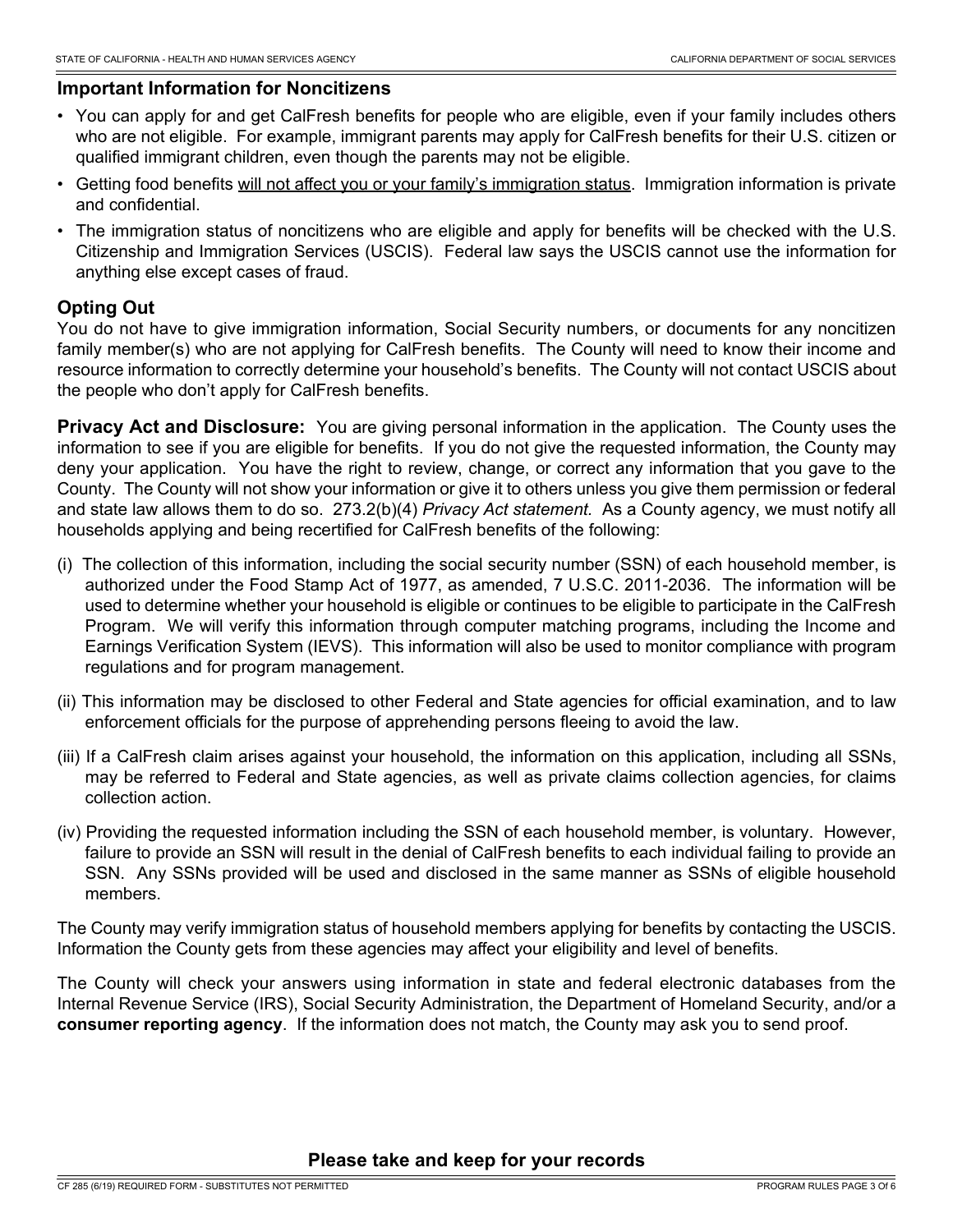## Important Information for Noncitizens

- You can apply for and get CalFresh benefits for people who are eligible, even if your family includes others who are not eligible. For example, immigrant parents may apply for CalFresh benefits for their U.S. citizen or qualified immigrant children, even though the parents may not be eligible.
- Getting food benefits <u>will not affect you or your family's immigration status</u>. Immigration information is private and confidential.
- The immigration status of noncitizens who are eligible and apply for benefits will be checked with the U.S. Citizenship and Immigration Services (USCIS). Federal law says the USCIS cannot use the information for anything else except cases of fraud.

## Opting Out

You do not have to give immigration information, Social Security numbers, or documents for any noncitizen family member(s) who are not applying for CalFresh benefits. The County will need to know their income and resource information to correctly determine your household's benefits. The County will not contact USCIS about the people who don't apply for CalFresh benefits.

**Privacy Act and Disclosure:** You are giving personal information in the application. The County uses the information to see if you are eligible for benefits. If you do not give the requested information, the County may deny your application. You have the right to review, change, or correct any information that you gave to the County. The County will not show your information or give it to others unless you give them permission or federal and state law allows them to do so. 273.2(b)(4) *Privacy Act statement.* As a County agency, we must notify all households applying and being recertified for CalFresh benefits of the following:

(i) The collection of this information, including the social security number (SSN) of each household member, is authorized under the Food Stamp Act of 1977, as amended, 7 U.S.C. 2011-2036. The information will be used to determine whether your household is eligible or continues to be eligible to participate in the CalFresh Program. We will verify this information through computer matching programs, including the Income and Earnings Verification System (IEVS). This information will also be used to monitor compliance with program regulations and for program management.

(ii) This information may be disclosed to other Federal and State agencies for official examination, and to law enforcement officials for the purpose of apprehending persons fleeing to avoid the law.

(iii) If a CalFresh claim arises against your household, the information on this application, including all SSNs, may be referred to Federal and State agencies, as well as private claims collection agencies, for claims collection action.

(iv) Providing the requested information including the SSN of each household member, is voluntary. However, failure to provide an SSN will result in the denial of CalFresh benefits to each individual failing to provide an SSN. Any SSNs provided will be used and disclosed in the same manner as SSNs of eligible household members.

The County may verify immigration status of household members applying for benefits by contacting the USCIS. Information the County gets from these agencies may affect your eligibility and level of benefits.

The County will check your answers using information in state and federal electronic databases from the Internal Revenue Service (IRS), Social Security Administration, the Department of Homeland Security, and/or a **consumer reporting agency**. If the information does not match, the County may ask you to send proof.

**Please take and keep for your records**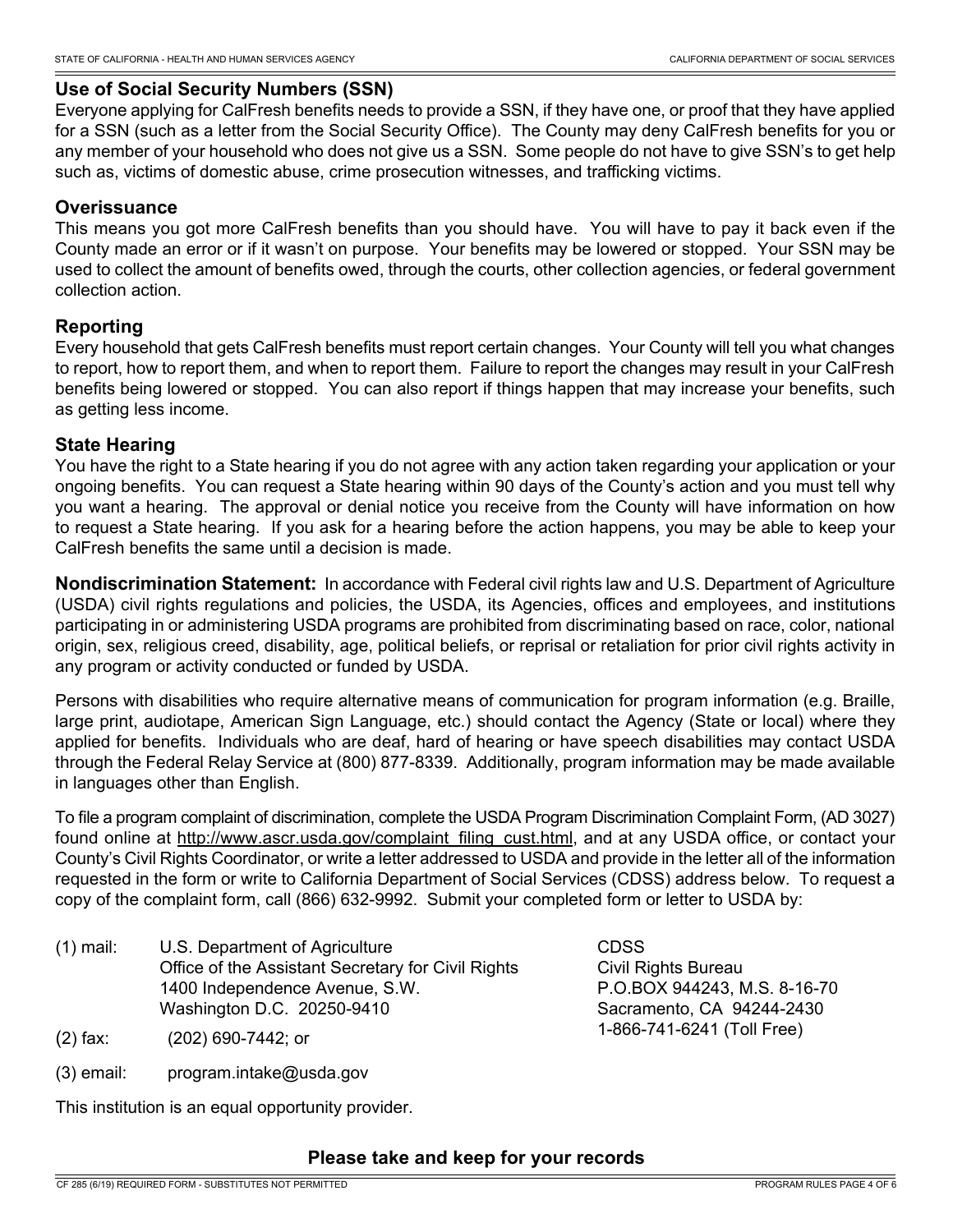### Use of Social Security Numbers (SSN)

Everyone applying for CalFresh benefits needs to provide a SSN, if they have one, or proof that they have applied for a SSN (such as a letter from the Social Security Office). The County may deny CalFresh benefits for you or any member of your household who does not give us a SSN. Some people do not have to give SSN's to get help such as, victims of domestic abuse, crime prosecution witnesses, and trafficking victims.

### Overissuance

This means you got more CalFresh benefits than you should have. You will have to pay it back even if the County made an error or if it wasn't on purpose. Your benefits may be lowered or stopped. Your SSN may be used to collect the amount of benefits owed, through the courts, other collection agencies, or federal government collection action.

### Reporting

Every household that gets CalFresh benefits must report certain changes. Your County will tell you what changes to report, how to report them, and when to report them. Failure to report the changes may result in your CalFresh benefits being lowered or stopped. You can also report if things happen that may increase your benefits, such as getting less income.

### State Hearing

You have the right to a State hearing if you do not agree with any action taken regarding your application or your ongoing benefits. You can request a State hearing within 90 days of the County's action and you must tell why you want a hearing. The approval or denial notice you receive from the County will have information on how to request a State hearing. If you ask for a hearing before the action happens, you may be able to keep your CalFresh benefits the same until a decision is made.

**Nondiscrimination Statement:** In accordance with Federal civil rights law and U.S. Department of Agriculture (USDA) civil rights regulations and policies, the USDA, its Agencies, offices and employees, and institutions participating in or administering USDA programs are prohibited from discriminating based on race, color, national origin, sex, religious creed, disability, age, political beliefs, or reprisal or retaliation for prior civil rights activity in any program or activity conducted or funded by USDA.

Persons with disabilities who require alternative means of communication for program information (e.g. Braille, large print, audiotape, American Sign Language, etc.) should contact the Agency (State or local) where they applied for benefits. Individuals who are deaf, hard of hearing or have speech disabilities may contact USDA through the Federal Relay Service at (800) 877-8339. Additionally, program information may be made available in languages other than English.

To file a program complaint of discrimination, complete the USDA Program Discrimination Complaint Form, (AD 3027) found online at http://www.ascr.usda.gov/complaint_filing_cust.html, and at any USDA office, or contact your County's Civil Rights Coordinator, or write a letter addressed to USDA and provide in the letter all of the information requested in the form or write to California Department of Social Services (CDSS) address below. To request a copy of the complaint form, call (866) 632-9992. Submit your completed form or letter to USDA by:

(1) mail: U.S. Department of Agriculture
Office of the Assistant Secretary for Civil Rights
1400 Independence Avenue, S.W.
Washington D.C. 20250-9410

(2) fax: (202) 690-7442; or

(3) email: program.intake@usda.gov

CDSS
Civil Rights Bureau
P.O.BOX 944243, M.S. 8-16-70
Sacramento, CA 94244-2430
1-866-741-6241 (Toll Free)

This institution is an equal opportunity provider.

**Please take and keep for your records**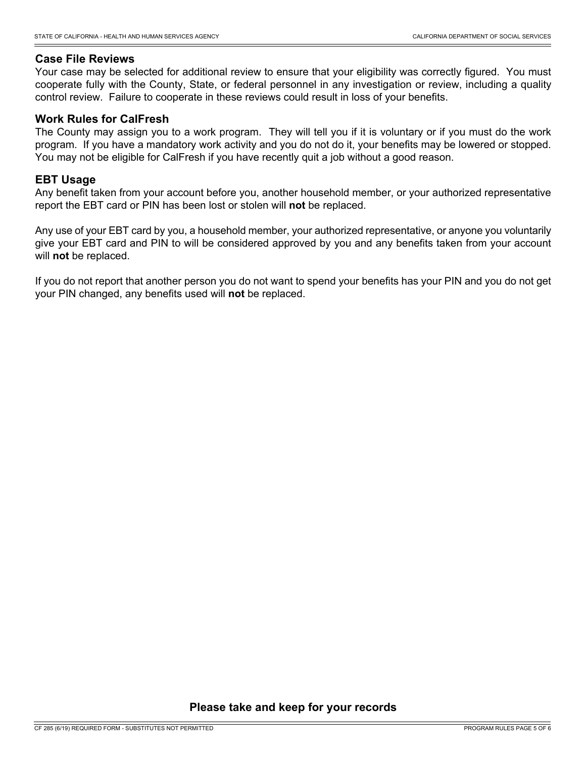## Case File Reviews

Your case may be selected for additional review to ensure that your eligibility was correctly figured. You must cooperate fully with the County, State, or federal personnel in any investigation or review, including a quality control review. Failure to cooperate in these reviews could result in loss of your benefits.

## Work Rules for CalFresh

The County may assign you to a work program. They will tell you if it is voluntary or if you must do the work program. If you have a mandatory work activity and you do not do it, your benefits may be lowered or stopped. You may not be eligible for CalFresh if you have recently quit a job without a good reason.

## EBT Usage

Any benefit taken from your account before you, another household member, or your authorized representative report the EBT card or PIN has been lost or stolen will **not** be replaced.

Any use of your EBT card by you, a household member, your authorized representative, or anyone you voluntarily give your EBT card and PIN to will be considered approved by you and any benefits taken from your account will **not** be replaced.

If you do not report that another person you do not want to spend your benefits has your PIN and you do not get your PIN changed, any benefits used will **not** be replaced.

**Please take and keep for your records**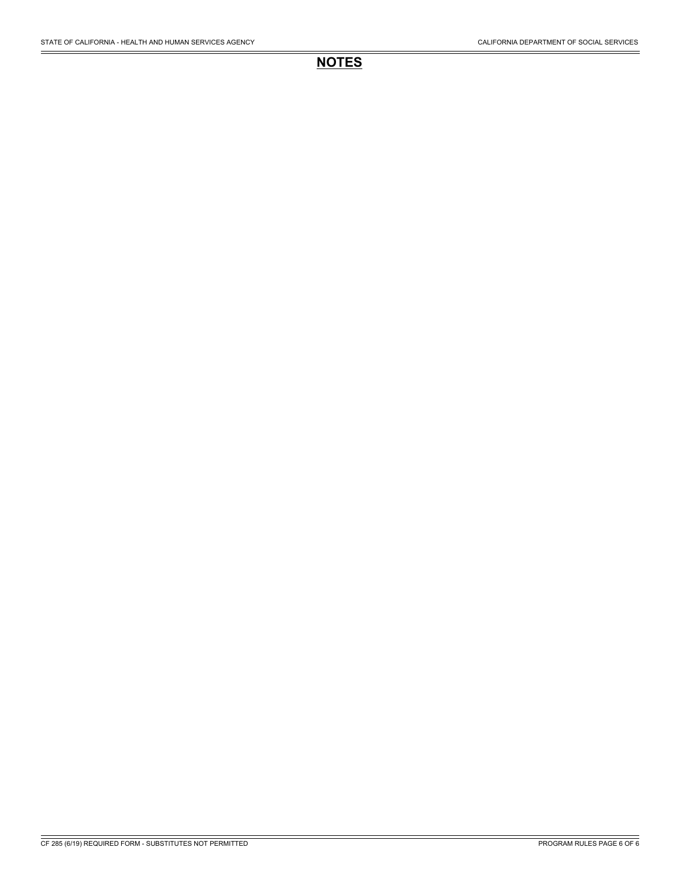## NOTES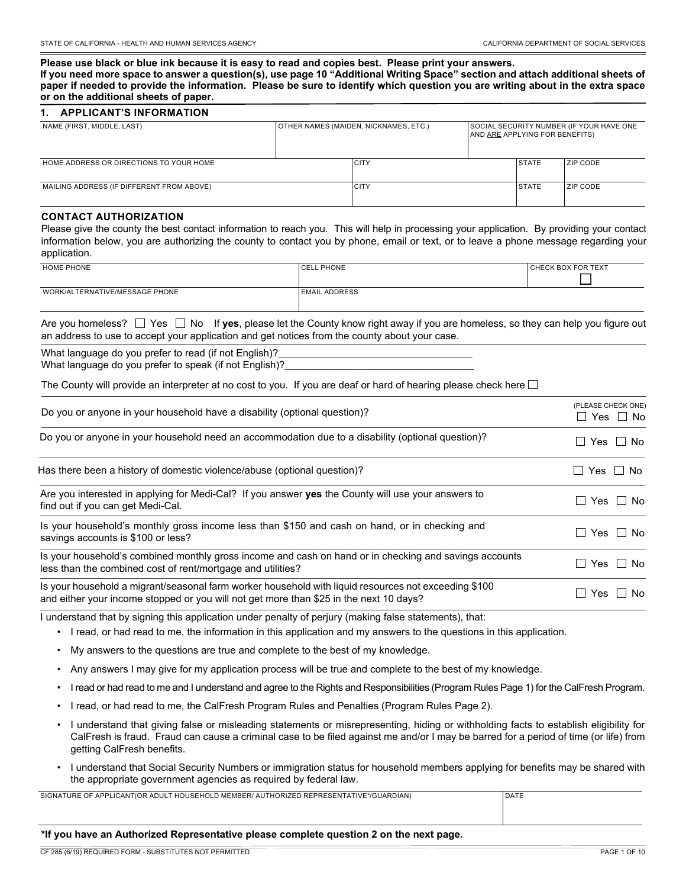**Please use black or blue ink because it is easy to read and copies best. Please print your answers.**
**If you need more space to answer a question(s), use page 10 "Additional Writing Space" section and attach additional sheets of paper if needed to provide the information. Please be sure to identify which question you are writing about in the extra space or on the additional sheets of paper.**

## 1. APPLICANT'S INFORMATION

| NAME (FIRST, MIDDLE, LAST) | OTHER NAMES (MAIDEN, NICKNAMES, ETC.) | SOCIAL SECURITY NUMBER (IF YOUR HAVE ONE AND ARE APPLYING FOR BENEFITS) | |
|---|---|---|---|
| | | | |

| HOME ADDRESS OR DIRECTIONS TO YOUR HOME | CITY | STATE | ZIP CODE |
|---|---|---|---|
| | | | |
| **MAILING ADDRESS (IF DIFFERENT FROM ABOVE)** | **CITY** | **STATE** | **ZIP CODE** |
| | | | |

### CONTACT AUTHORIZATION

Please give the county the best contact information to reach you. This will help in processing your application. By providing your contact information below, you are authorizing the county to contact you by phone, email or text, or to leave a phone message regarding your application.

| HOME PHONE | CELL PHONE | CHECK BOX FOR TEXT ☐ |
|---|---|---|
| | | |
| **WORK/ALTERNATIVE/MESSAGE PHONE** | **EMAIL ADDRESS** | |
| | | |

Are you homeless? ☐ Yes ☐ No If **yes**, please let the County know right away if you are homeless, so they can help you figure out an address to use to accept your application and get notices from the county about your case.

What language do you prefer to read (if not English)?\_\_\_\_\_\_\_\_\_\_\_\_\_\_\_\_\_\_\_\_\_\_\_\_\_\_\_\_\_\_\_\_\_\_\_
What language do you prefer to speak (if not English)?\_\_\_\_\_\_\_\_\_\_\_\_\_\_\_\_\_\_\_\_\_\_\_\_\_\_\_\_\_\_\_\_\_\_\_

The County will provide an interpreter at no cost to you. If you are deaf or hard of hearing please check here ☐

| | (PLEASE CHECK ONE) |
|---|---|
| Do you or anyone in your household have a disability (optional question)? | ☐ Yes ☐ No |
| Do you or anyone in your household need an accommodation due to a disability (optional question)? | ☐ Yes ☐ No |
| Has there been a history of domestic violence/abuse (optional question)? | ☐ Yes ☐ No |
| Are you interested in applying for Medi-Cal? If you answer **yes** the County will use your answers to find out if you can get Medi-Cal. | ☐ Yes ☐ No |
| Is your household's monthly gross income less than $150 and cash on hand, or in checking and savings accounts is $100 or less? | ☐ Yes ☐ No |
| Is your household's combined monthly gross income and cash on hand or in checking and savings accounts less than the combined cost of rent/mortgage and utilities? | ☐ Yes ☐ No |
| Is your household a migrant/seasonal farm worker household with liquid resources not exceeding $100 and either your income stopped or you will not get more than $25 in the next 10 days? | ☐ Yes ☐ No |

I understand that by signing this application under penalty of perjury (making false statements), that:

- I read, or had read to me, the information in this application and my answers to the questions in this application.
- My answers to the questions are true and complete to the best of my knowledge.
- Any answers I may give for my application process will be true and complete to the best of my knowledge.
- I read or had read to me and I understand and agree to the Rights and Responsibilities (Program Rules Page 1) for the CalFresh Program.
- I read, or had read to me, the CalFresh Program Rules and Penalties (Program Rules Page 2).
- I understand that giving false or misleading statements or misrepresenting, hiding or withholding facts to establish eligibility for CalFresh is fraud. Fraud can cause a criminal case to be filed against me and/or I may be barred for a period of time (or life) from getting CalFresh benefits.
- I understand that Social Security Numbers or immigration status for household members applying for benefits may be shared with the appropriate government agencies as required by federal law.

| SIGNATURE OF APPLICANT(OR ADULT HOUSEHOLD MEMBER/ AUTHORIZED REPRESENTATIVE*/GUARDIAN) | DATE |
|---|---|
| | |

**\*If you have an Authorized Representative please complete question 2 on the next page.**

CF 285 (6/19) REQUIRED FORM - SUBSTITUTES NOT PERMITTED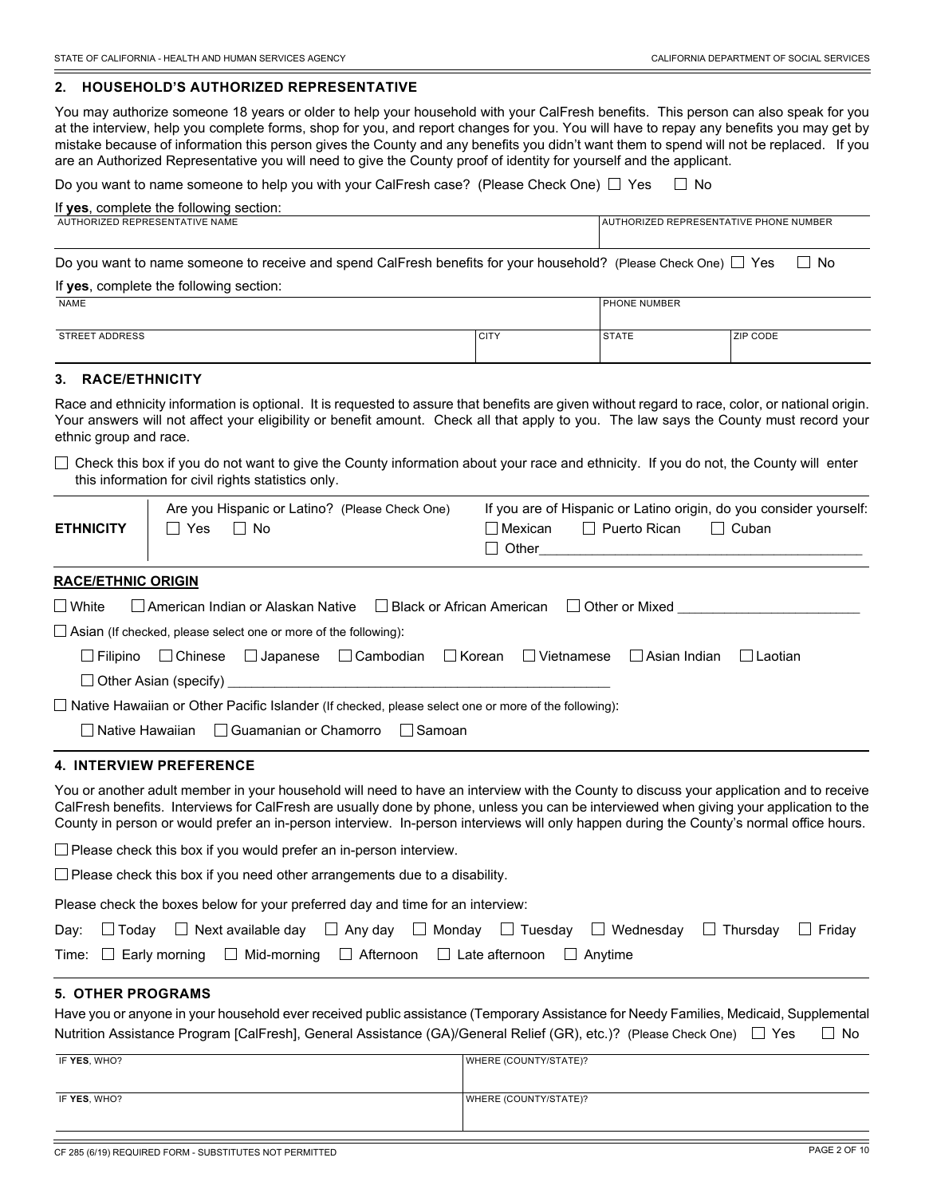## 2. HOUSEHOLD'S AUTHORIZED REPRESENTATIVE

You may authorize someone 18 years or older to help your household with your CalFresh benefits. This person can also speak for you at the interview, help you complete forms, shop for you, and report changes for you. You will have to repay any benefits you may get by mistake because of information this person gives the County and any benefits you didn't want them to spend will not be replaced. If you are an Authorized Representative you will need to give the County proof of identity for yourself and the applicant.

Do you want to name someone to help you with your CalFresh case? (Please Check One) ☐ Yes ☐ No

If **yes**, complete the following section:

| AUTHORIZED REPRESENTATIVE NAME | AUTHORIZED REPRESENTATIVE PHONE NUMBER |
|---|---|
| | |

Do you want to name someone to receive and spend CalFresh benefits for your household? (Please Check One) ☐ Yes ☐ No

If **yes**, complete the following section:

| NAME | | PHONE NUMBER | |
|---|---|---|---|
| | | | |
| STREET ADDRESS | CITY | STATE | ZIP CODE |
| | | | |

## 3. RACE/ETHNICITY

Race and ethnicity information is optional. It is requested to assure that benefits are given without regard to race, color, or national origin. Your answers will not affect your eligibility or benefit amount. Check all that apply to you. The law says the County must record your ethnic group and race.

☐ Check this box if you do not want to give the County information about your race and ethnicity. If you do not, the County will enter this information for civil rights statistics only.

| **ETHNICITY** | Are you Hispanic or Latino? (Please Check One) ☐ Yes ☐ No | If you are of Hispanic or Latino origin, do you consider yourself: ☐ Mexican ☐ Puerto Rican ☐ Cuban ☐ Other________________ |
|---|---|---|

**RACE/ETHNIC ORIGIN**

☐ White ☐ American Indian or Alaskan Native ☐ Black or African American ☐ Other or Mixed ________________

☐ Asian (If checked, please select one or more of the following):

☐ Filipino ☐ Chinese ☐ Japanese ☐ Cambodian ☐ Korean ☐ Vietnamese ☐ Asian Indian ☐ Laotian

☐ Other Asian (specify) ________________

☐ Native Hawaiian or Other Pacific Islander (If checked, please select one or more of the following):

☐ Native Hawaiian ☐ Guamanian or Chamorro ☐ Samoan

## 4. INTERVIEW PREFERENCE

You or another adult member in your household will need to have an interview with the County to discuss your application and to receive CalFresh benefits. Interviews for CalFresh are usually done by phone, unless you can be interviewed when giving your application to the County in person or would prefer an in-person interview. In-person interviews will only happen during the County's normal office hours.

☐ Please check this box if you would prefer an in-person interview.

☐ Please check this box if you need other arrangements due to a disability.

Please check the boxes below for your preferred day and time for an interview:

Day: ☐ Today ☐ Next available day ☐ Any day ☐ Monday ☐ Tuesday ☐ Wednesday ☐ Thursday ☐ Friday

Time: ☐ Early morning ☐ Mid-morning ☐ Afternoon ☐ Late afternoon ☐ Anytime

## 5. OTHER PROGRAMS

Have you or anyone in your household ever received public assistance (Temporary Assistance for Needy Families, Medicaid, Supplemental Nutrition Assistance Program [CalFresh], General Assistance (GA)/General Relief (GR), etc.)? (Please Check One) ☐ Yes ☐ No

| IF **YES**, WHO? | WHERE (COUNTY/STATE)? |
|---|---|
| | |
| IF **YES**, WHO? | WHERE (COUNTY/STATE)? |
| | |

CF 285 (6/19) REQUIRED FORM - SUBSTITUTES NOT PERMITTED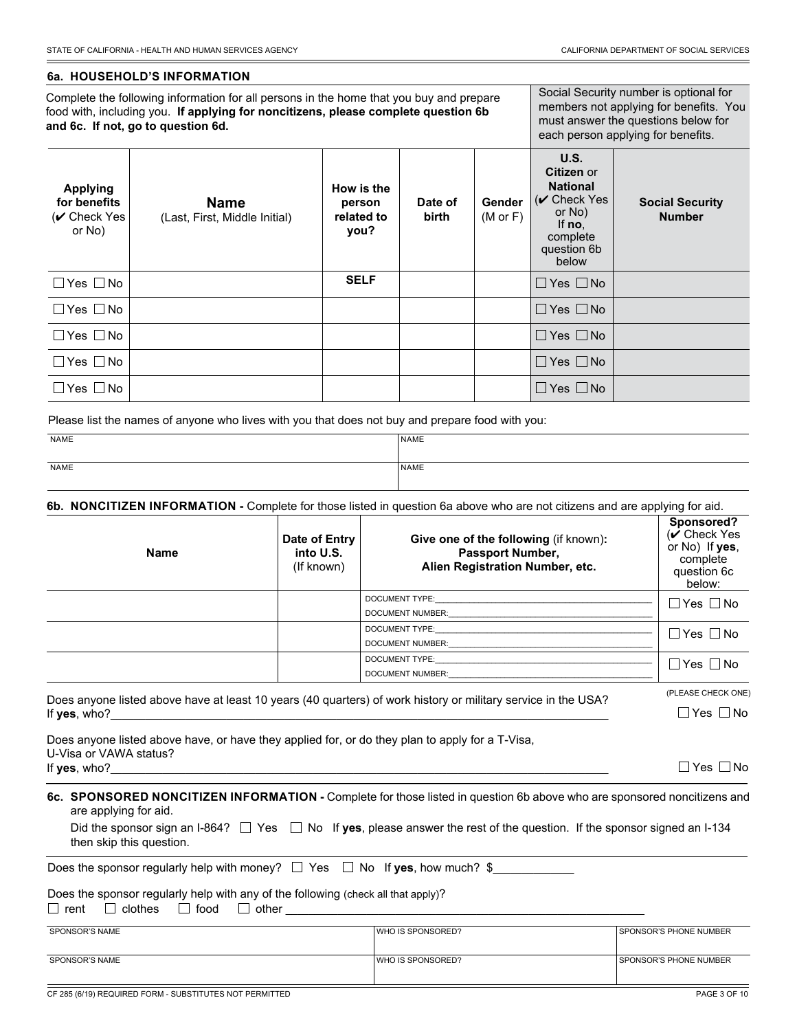## 6a. HOUSEHOLD'S INFORMATION

Complete the following information for all persons in the home that you buy and prepare food with, including you. **If applying for noncitizens, please complete question 6b and 6c. If not, go to question 6d.**

Social Security number is optional for members not applying for benefits. You must answer the questions below for each person applying for benefits.

| Applying for benefits (✔ Check Yes or No) | Name (Last, First, Middle Initial) | How is the person related to you? | Date of birth | Gender (M or F) | U.S. Citizen or National (✔ Check Yes or No) If **no**, complete question 6b below | Social Security Number |
|---|---|---|---|---|---|---|
| ☐ Yes ☐ No | | **SELF** | | | ☐ Yes ☐ No | |
| ☐ Yes ☐ No | | | | | ☐ Yes ☐ No | |
| ☐ Yes ☐ No | | | | | ☐ Yes ☐ No | |
| ☐ Yes ☐ No | | | | | ☐ Yes ☐ No | |
| ☐ Yes ☐ No | | | | | ☐ Yes ☐ No | |

Please list the names of anyone who lives with you that does not buy and prepare food with you:

| NAME | NAME |
|---|---|
| NAME | NAME |

## 6b. NONCITIZEN INFORMATION - Complete for those listed in question 6a above who are not citizens and are applying for aid.

| Name | Date of Entry into U.S. (If known) | Give one of the following (if known): Passport Number, Alien Registration Number, etc. | Sponsored? (✔ Check Yes or No) If **yes**, complete question 6c below: |
|---|---|---|---|
| | | DOCUMENT TYPE:______ DOCUMENT NUMBER:______ | ☐ Yes ☐ No |
| | | DOCUMENT TYPE:______ DOCUMENT NUMBER:______ | ☐ Yes ☐ No |
| | | DOCUMENT TYPE:______ DOCUMENT NUMBER:______ | ☐ Yes ☐ No |

(PLEASE CHECK ONE)

Does anyone listed above have at least 10 years (40 quarters) of work history or military service in the USA? If **yes**, who?______ ☐ Yes ☐ No

Does anyone listed above have, or have they applied for, or do they plan to apply for a T-Visa, U-Visa or VAWA status? If **yes**, who?______ ☐ Yes ☐ No

## 6c. SPONSORED NONCITIZEN INFORMATION - Complete for those listed in question 6b above who are sponsored noncitizens and are applying for aid.

Did the sponsor sign an I-864? ☐ Yes ☐ No If **yes**, please answer the rest of the question. If the sponsor signed an I-134 then skip this question.

Does the sponsor regularly help with money? ☐ Yes ☐ No If **yes**, how much? $______

Does the sponsor regularly help with any of the following (check all that apply)?
☐ rent ☐ clothes ☐ food ☐ other ______

| SPONSOR'S NAME | WHO IS SPONSORED? | SPONSOR'S PHONE NUMBER |
|---|---|---|
| SPONSOR'S NAME | WHO IS SPONSORED? | SPONSOR'S PHONE NUMBER |

CF 285 (6/19) REQUIRED FORM - SUBSTITUTES NOT PERMITTED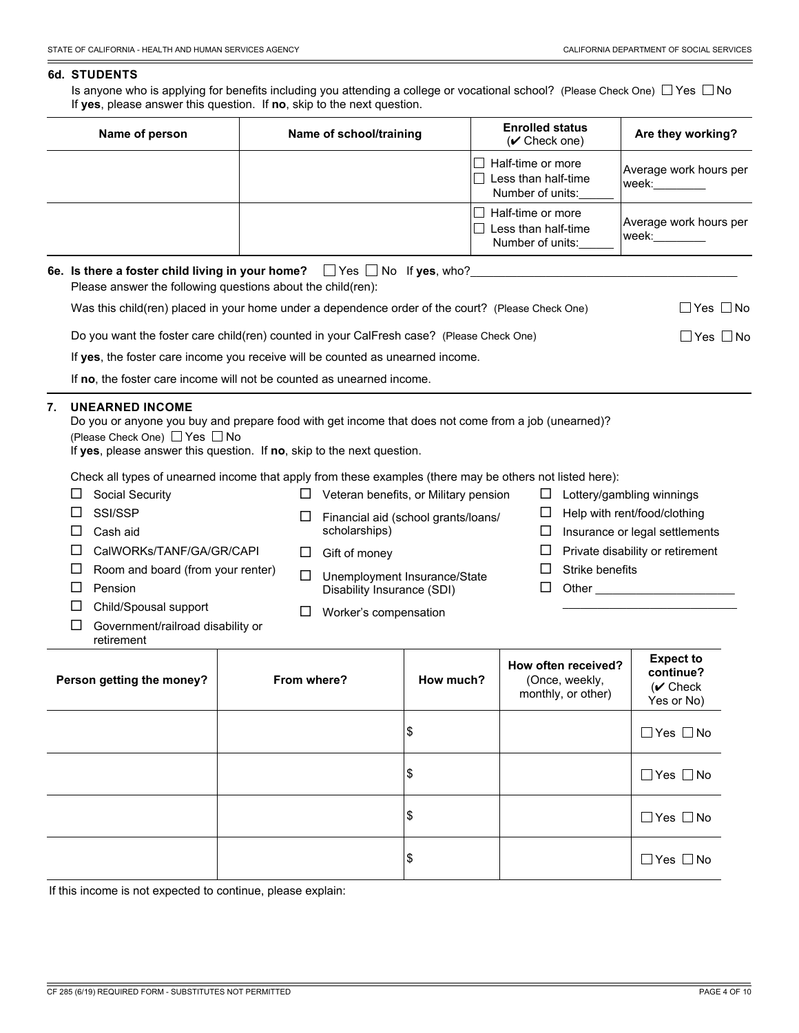## 6d. STUDENTS

Is anyone who is applying for benefits including you attending a college or vocational school? (Please Check One) ☐ Yes ☐ No
If **yes**, please answer this question. If **no**, skip to the next question.

| Name of person | Name of school/training | Enrolled status (✔ Check one) | Are they working? |
|---|---|---|---|
| | | ☐ Half-time or more ☐ Less than half-time Number of units:_____ | Average work hours per week:________ |
| | | ☐ Half-time or more ☐ Less than half-time Number of units:_____ | Average work hours per week:________ |

**6e. Is there a foster child living in your home?** ☐ Yes ☐ No If **yes**, who?________________________________________

Please answer the following questions about the child(ren):

Was this child(ren) placed in your home under a dependence order of the court? (Please Check One) ☐ Yes ☐ No

Do you want the foster care child(ren) counted in your CalFresh case? (Please Check One) ☐ Yes ☐ No

If **yes**, the foster care income you receive will be counted as unearned income.

If **no**, the foster care income will not be counted as unearned income.

## 7. UNEARNED INCOME

Do you or anyone you buy and prepare food with get income that does not come from a job (unearned)?
(Please Check One) ☐ Yes ☐ No
If **yes**, please answer this question. If **no**, skip to the next question.

Check all types of unearned income that apply from these examples (there may be others not listed here):

- ☐ Social Security
- ☐ SSI/SSP
- ☐ Cash aid
- ☐ CalWORKs/TANF/GA/GR/CAPI
- ☐ Room and board (from your renter)
- ☐ Pension
- ☐ Child/Spousal support
- ☐ Government/railroad disability or retirement
- ☐ Veteran benefits, or Military pension
- ☐ Financial aid (school grants/loans/scholarships)
- ☐ Gift of money
- ☐ Unemployment Insurance/State Disability Insurance (SDI)
- ☐ Worker's compensation
- ☐ Lottery/gambling winnings
- ☐ Help with rent/food/clothing
- ☐ Insurance or legal settlements
- ☐ Private disability or retirement
- ☐ Strike benefits
- ☐ Other ____________________

| Person getting the money? | From where? | How much? | How often received? (Once, weekly, monthly, or other) | Expect to continue? (✔ Check Yes or No) |
|---|---|---|---|---|
| | | $ | | ☐ Yes ☐ No |
| | | $ | | ☐ Yes ☐ No |
| | | $ | | ☐ Yes ☐ No |
| | | $ | | ☐ Yes ☐ No |

If this income is not expected to continue, please explain:

CF 285 (6/19) REQUIRED FORM - SUBSTITUTES NOT PERMITTED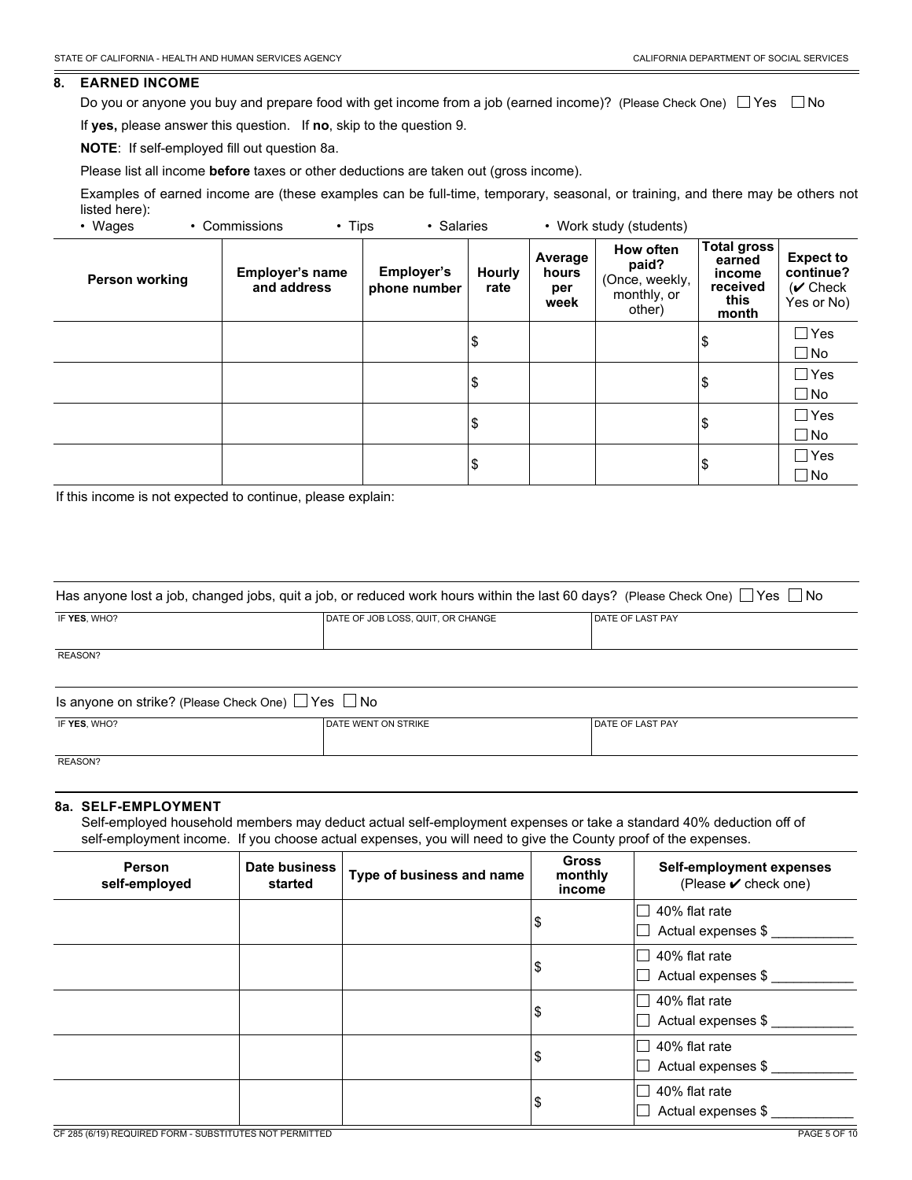## 8. EARNED INCOME

Do you or anyone you buy and prepare food with get income from a job (earned income)? (Please Check One) ☐ Yes ☐ No

If **yes,** please answer this question. If **no**, skip to the question 9.

**NOTE**: If self-employed fill out question 8a.

Please list all income **before** taxes or other deductions are taken out (gross income).

Examples of earned income are (these examples can be full-time, temporary, seasonal, or training, and there may be others not listed here):

- Wages
- Commissions
- Tips
- Salaries
- Work study (students)

| Person working | Employer's name and address | Employer's phone number | Hourly rate | Average hours per week | How often paid? (Once, weekly, monthly, or other) | Total gross earned income received this month | Expect to continue? (✔ Check Yes or No) |
|---|---|---|---|---|---|---|---|
| | | | $ | | | $ | ☐ Yes ☐ No |
| | | | $ | | | $ | ☐ Yes ☐ No |
| | | | $ | | | $ | ☐ Yes ☐ No |
| | | | $ | | | $ | ☐ Yes ☐ No |

If this income is not expected to continue, please explain:

Has anyone lost a job, changed jobs, quit a job, or reduced work hours within the last 60 days? (Please Check One) ☐ Yes ☐ No

| IF **YES**, WHO? | DATE OF JOB LOSS, QUIT, OR CHANGE | DATE OF LAST PAY |
|---|---|---|
| | | |

REASON?

Is anyone on strike? (Please Check One) ☐ Yes ☐ No

| IF **YES**, WHO? | DATE WENT ON STRIKE | DATE OF LAST PAY |
|---|---|---|
| | | |

REASON?

### 8a. SELF-EMPLOYMENT

Self-employed household members may deduct actual self-employment expenses or take a standard 40% deduction off of self-employment income. If you choose actual expenses, you will need to give the County proof of the expenses.

| Person self-employed | Date business started | Type of business and name | Gross monthly income | Self-employment expenses (Please ✔ check one) |
|---|---|---|---|---|
| | | | $ | ☐ 40% flat rate ☐ Actual expenses $ ___________ |
| | | | $ | ☐ 40% flat rate ☐ Actual expenses $ ___________ |
| | | | $ | ☐ 40% flat rate ☐ Actual expenses $ ___________ |
| | | | $ | ☐ 40% flat rate ☐ Actual expenses $ ___________ |
| | | | $ | ☐ 40% flat rate ☐ Actual expenses $ ___________ |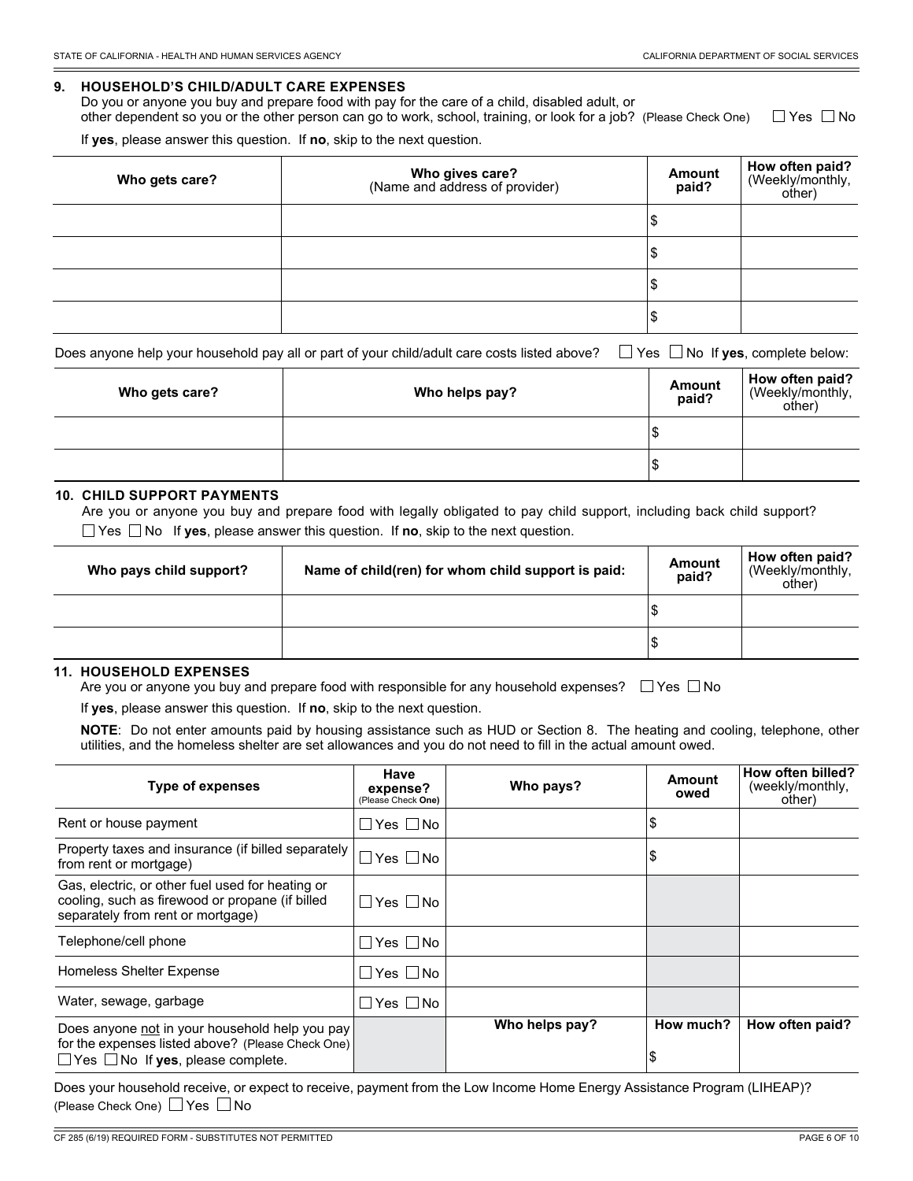### 9. HOUSEHOLD'S CHILD/ADULT CARE EXPENSES

Do you or anyone you buy and prepare food with pay for the care of a child, disabled adult, or other dependent so you or the other person can go to work, school, training, or look for a job? (Please Check One) ☐ Yes ☐ No

If **yes**, please answer this question. If **no**, skip to the next question.

| Who gets care? | Who gives care? (Name and address of provider) | Amount paid? | How often paid? (Weekly/monthly, other) |
|---|---|---|---|
| | | $ | |
| | | $ | |
| | | $ | |
| | | $ | |

Does anyone help your household pay all or part of your child/adult care costs listed above? ☐ Yes ☐ No If **yes**, complete below:

| Who gets care? | Who helps pay? | Amount paid? | How often paid? (Weekly/monthly, other) |
|---|---|---|---|
| | | $ | |
| | | $ | |

### 10. CHILD SUPPORT PAYMENTS

Are you or anyone you buy and prepare food with legally obligated to pay child support, including back child support?
☐ Yes ☐ No If **yes**, please answer this question. If **no**, skip to the next question.

| Who pays child support? | Name of child(ren) for whom child support is paid: | Amount paid? | How often paid? (Weekly/monthly, other) |
|---|---|---|---|
| | | $ | |
| | | $ | |

### 11. HOUSEHOLD EXPENSES

Are you or anyone you buy and prepare food with responsible for any household expenses? ☐ Yes ☐ No

If **yes**, please answer this question. If **no**, skip to the next question.

**NOTE**: Do not enter amounts paid by housing assistance such as HUD or Section 8. The heating and cooling, telephone, other utilities, and the homeless shelter are set allowances and you do not need to fill in the actual amount owed.

| Type of expenses | Have expense? (Please Check **One**) | Who pays? | Amount owed | How often billed? (weekly/monthly, other) |
|---|---|---|---|---|
| Rent or house payment | ☐ Yes ☐ No | | $ | |
| Property taxes and insurance (if billed separately from rent or mortgage) | ☐ Yes ☐ No | | $ | |
| Gas, electric, or other fuel used for heating or cooling, such as firewood or propane (if billed separately from rent or mortgage) | ☐ Yes ☐ No | | | |
| Telephone/cell phone | ☐ Yes ☐ No | | | |
| Homeless Shelter Expense | ☐ Yes ☐ No | | | |
| Water, sewage, garbage | ☐ Yes ☐ No | | | |
| Does anyone not in your household help you pay for the expenses listed above? (Please Check One) ☐ Yes ☐ No If **yes**, please complete. | | **Who helps pay?** | **How much?** $ | **How often paid?** |

Does your household receive, or expect to receive, payment from the Low Income Home Energy Assistance Program (LIHEAP)? (Please Check One) ☐ Yes ☐ No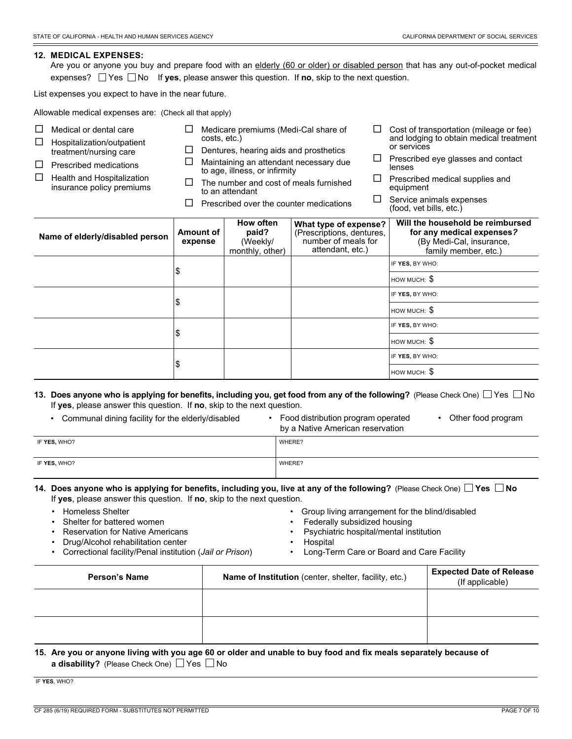## 12. MEDICAL EXPENSES:

Are you or anyone you buy and prepare food with an elderly (60 or older) or disabled person that has any out-of-pocket medical expenses? ☐ Yes ☐ No If **yes**, please answer this question. If **no**, skip to the next question.

List expenses you expect to have in the near future.

Allowable medical expenses are: (Check all that apply)

- ☐ Medical or dental care
- ☐ Hospitalization/outpatient treatment/nursing care
- ☐ Prescribed medications
- ☐ Health and Hospitalization insurance policy premiums
- ☐ Medicare premiums (Medi-Cal share of costs, etc.)
- ☐ Dentures, hearing aids and prosthetics
- ☐ Maintaining an attendant necessary due to age, illness, or infirmity
- ☐ The number and cost of meals furnished to an attendant
- ☐ Prescribed over the counter medications
- ☐ Cost of transportation (mileage or fee) and lodging to obtain medical treatment or services
- ☐ Prescribed eye glasses and contact lenses
- ☐ Prescribed medical supplies and equipment
- ☐ Service animals expenses (food, vet bills, etc.)

| Name of elderly/disabled person | Amount of expense | How often paid? (Weekly/ monthly, other) | What type of expense? (Prescriptions, dentures, number of meals for attendant, etc.) | Will the household be reimbursed for any medical expenses? (By Medi-Cal, insurance, family member, etc.) |
|---|---|---|---|---|
| | $ | | | IF **YES**, BY WHO: |
| | | | | HOW MUCH: $ |
| | $ | | | IF **YES**, BY WHO: |
| | | | | HOW MUCH: $ |
| | $ | | | IF **YES**, BY WHO: |
| | | | | HOW MUCH: $ |
| | $ | | | IF **YES**, BY WHO: |
| | | | | HOW MUCH: $ |

**13. Does anyone who is applying for benefits, including you, get food from any of the following?** (Please Check One) ☐ Yes ☐ No

If **yes**, please answer this question. If **no**, skip to the next question.

- Communal dining facility for the elderly/disabled
- Food distribution program operated by a Native American reservation
- Other food program

| IF **YES**, WHO? | WHERE? |
|---|---|
| IF **YES**, WHO? | WHERE? |

**14. Does anyone who is applying for benefits, including you, live at any of the following?** (Please Check One) ☐ **Yes** ☐ **No**

If **yes**, please answer this question. If **no**, skip to the next question.

- Homeless Shelter
- Shelter for battered women
- Reservation for Native Americans
- Drug/Alcohol rehabilitation center
- Correctional facility/Penal institution (*Jail or Prison*)
- Group living arrangement for the blind/disabled
- Federally subsidized housing
- Psychiatric hospital/mental institution
- Hospital
- Long-Term Care or Board and Care Facility

| Person's Name | Name of Institution (center, shelter, facility, etc.) | Expected Date of Release (If applicable) |
|---|---|---|
| | | |
| | | |

**15. Are you or anyone living with you age 60 or older and unable to buy food and fix meals separately because of a disability?** (Please Check One) ☐ Yes ☐ No

IF **YES**, WHO?

CF 285 (6/19) REQUIRED FORM - SUBSTITUTES NOT PERMITTED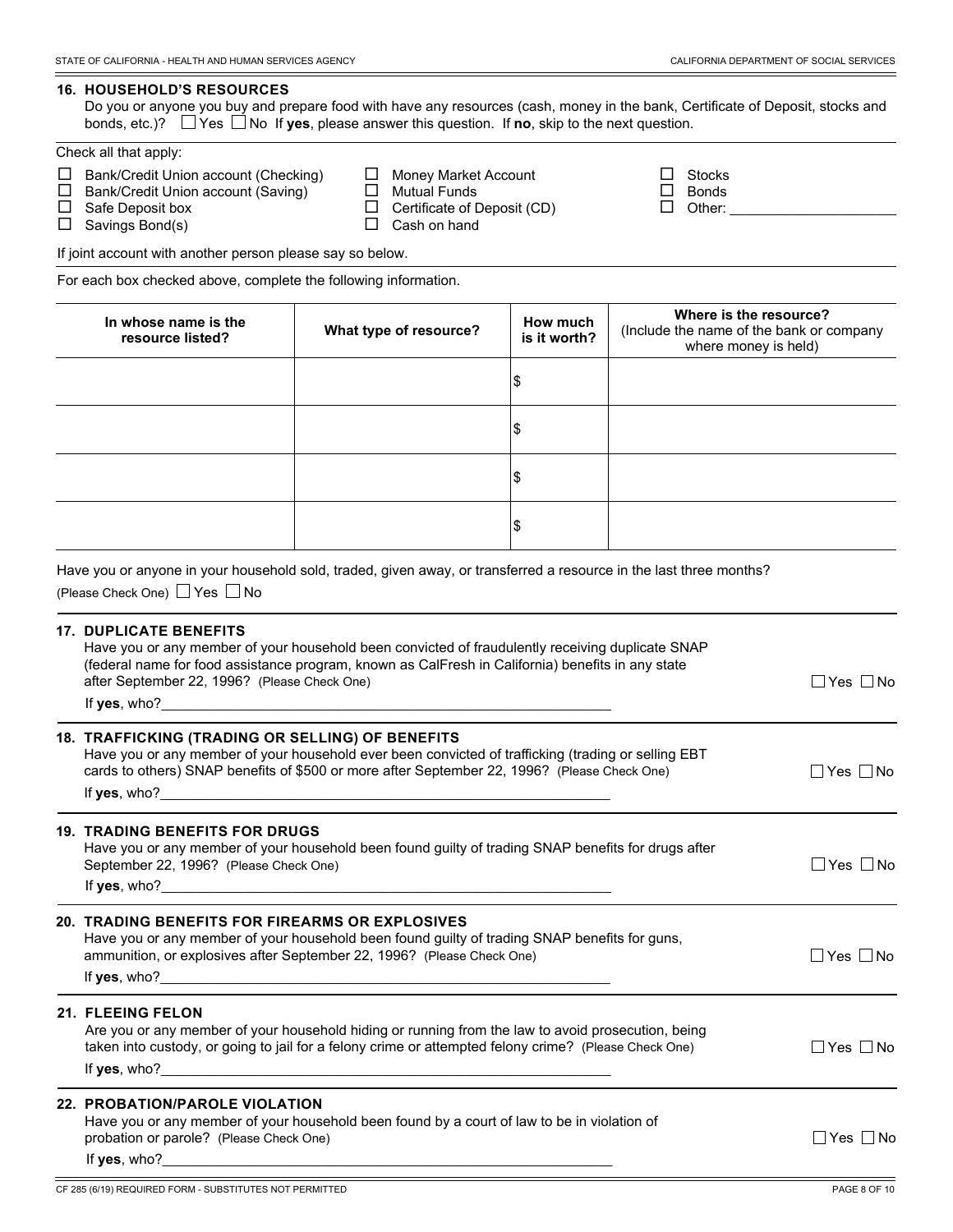## 16. HOUSEHOLD'S RESOURCES

Do you or anyone you buy and prepare food with have any resources (cash, money in the bank, Certificate of Deposit, stocks and bonds, etc.)? ☐ Yes ☐ No If **yes**, please answer this question. If **no**, skip to the next question.

Check all that apply:

- ☐ Bank/Credit Union account (Checking)
- ☐ Bank/Credit Union account (Saving)
- ☐ Safe Deposit box
- ☐ Savings Bond(s)
- ☐ Money Market Account
- ☐ Mutual Funds
- ☐ Certificate of Deposit (CD)
- ☐ Cash on hand
- ☐ Stocks
- ☐ Bonds
- ☐ Other: ____________________

If joint account with another person please say so below.

For each box checked above, complete the following information.

| In whose name is the resource listed? | What type of resource? | How much is it worth? | Where is the resource? (Include the name of the bank or company where money is held) |
|---|---|---|---|
| | | $ | |
| | | $ | |
| | | $ | |
| | | $ | |

Have you or anyone in your household sold, traded, given away, or transferred a resource in the last three months?
(Please Check One) ☐ Yes ☐ No

## 17. DUPLICATE BENEFITS

Have you or any member of your household been convicted of fraudulently receiving duplicate SNAP (federal name for food assistance program, known as CalFresh in California) benefits in any state after September 22, 1996? (Please Check One) ☐ Yes ☐ No

If **yes**, who?____________________________________________

## 18. TRAFFICKING (TRADING OR SELLING) OF BENEFITS

Have you or any member of your household ever been convicted of trafficking (trading or selling EBT cards to others) SNAP benefits of $500 or more after September 22, 1996? (Please Check One) ☐ Yes ☐ No

If **yes**, who?____________________________________________

## 19. TRADING BENEFITS FOR DRUGS

Have you or any member of your household been found guilty of trading SNAP benefits for drugs after September 22, 1996? (Please Check One) ☐ Yes ☐ No

If **yes**, who?____________________________________________

## 20. TRADING BENEFITS FOR FIREARMS OR EXPLOSIVES

Have you or any member of your household been found guilty of trading SNAP benefits for guns, ammunition, or explosives after September 22, 1996? (Please Check One) ☐ Yes ☐ No

If **yes**, who?____________________________________________

## 21. FLEEING FELON

Are you or any member of your household hiding or running from the law to avoid prosecution, being taken into custody, or going to jail for a felony crime or attempted felony crime? (Please Check One) ☐ Yes ☐ No

If **yes**, who?____________________________________________

## 22. PROBATION/PAROLE VIOLATION

Have you or any member of your household been found by a court of law to be in violation of probation or parole? (Please Check One) ☐ Yes ☐ No

If **yes**, who?____________________________________________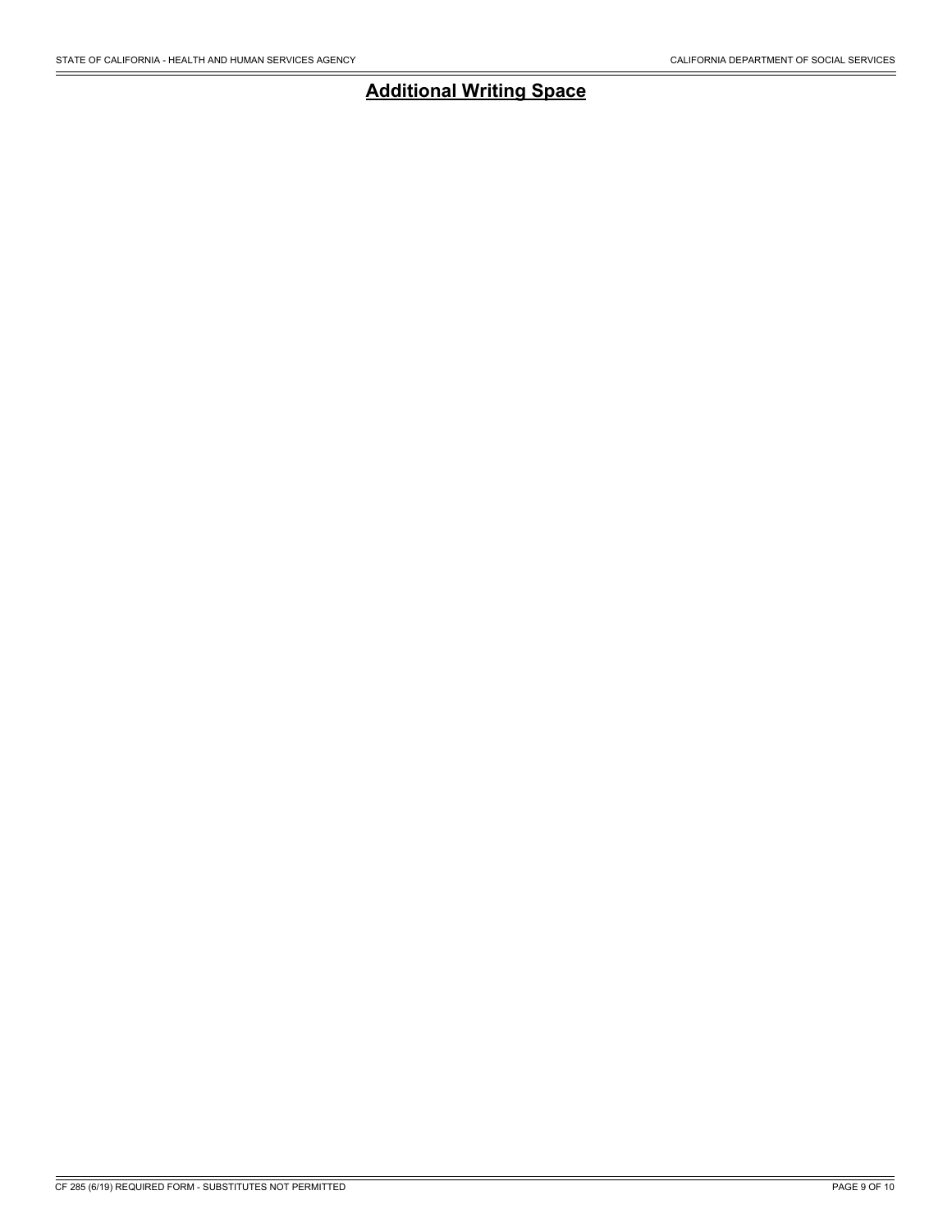## Additional Writing Space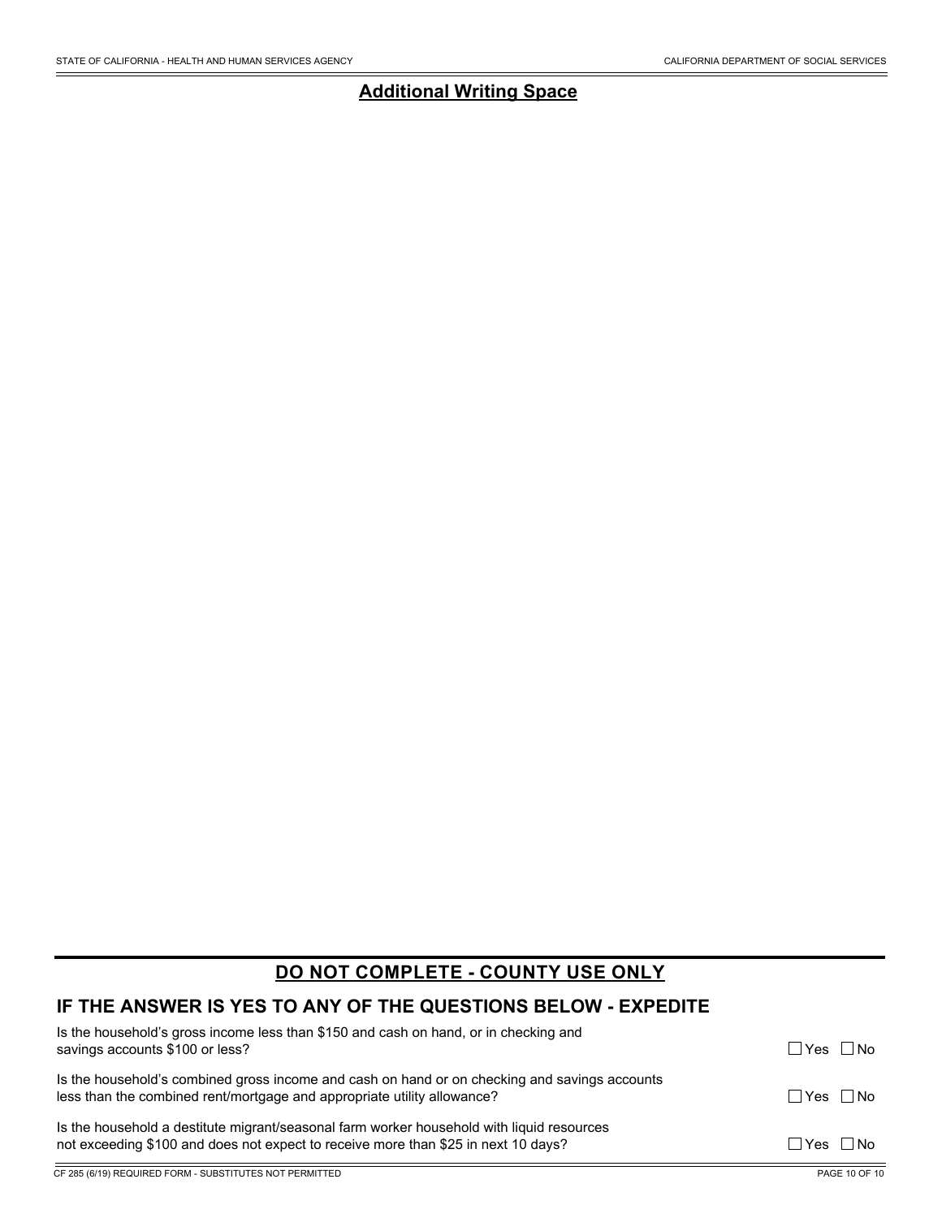## Additional Writing Space

## DO NOT COMPLETE - COUNTY USE ONLY

### IF THE ANSWER IS YES TO ANY OF THE QUESTIONS BELOW - EXPEDITE

| | |
|---|---|
| Is the household's gross income less than $150 and cash on hand, or in checking and savings accounts $100 or less? | ☐ Yes ☐ No |
| Is the household's combined gross income and cash on hand or on checking and savings accounts less than the combined rent/mortgage and appropriate utility allowance? | ☐ Yes ☐ No |
| Is the household a destitute migrant/seasonal farm worker household with liquid resources not exceeding $100 and does not expect to receive more than $25 in next 10 days? | ☐ Yes ☐ No |

CF 285 (6/19) REQUIRED FORM - SUBSTITUTES NOT PERMITTED